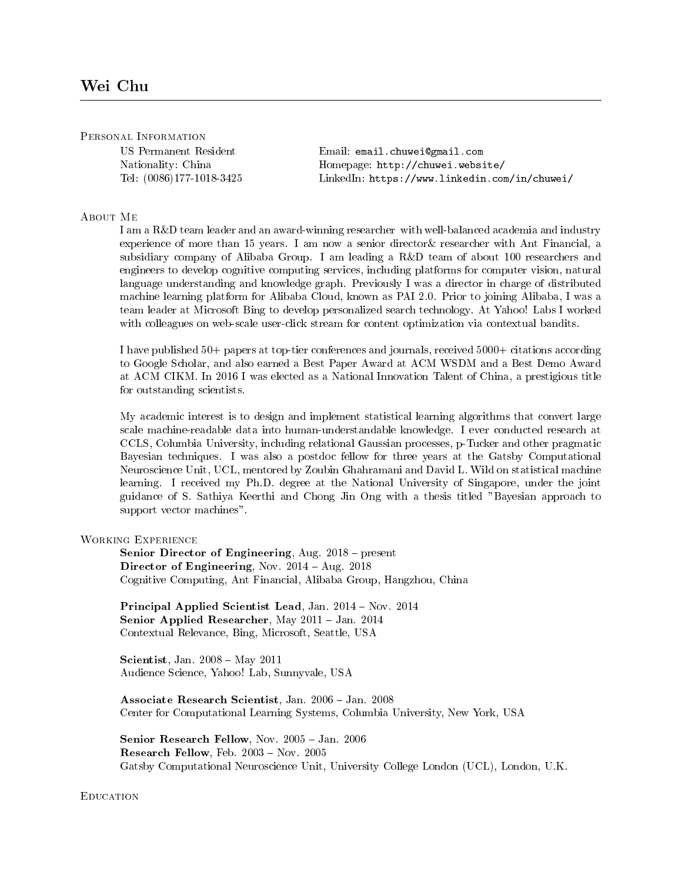# Wei Chu

## Personal Information

US Permanent Resident
Nationality: China
Tel: (0086)177-1018-3425

Email: email.chuwei@gmail.com
Homepage: http://chuwei.website/
LinkedIn: https://www.linkedin.com/in/chuwei/

## About Me

I am a R&D team leader and an award-winning researcher with well-balanced academia and industry experience of more than 15 years. I am now a senior director& researcher with Ant Financial, a subsidiary company of Alibaba Group. I am leading a R&D team of about 100 researchers and engineers to develop cognitive computing services, including platforms for computer vision, natural language understanding and knowledge graph. Previously I was a director in charge of distributed machine learning platform for Alibaba Cloud, known as PAI 2.0. Prior to joining Alibaba, I was a team leader at Microsoft Bing to develop personalized search technology. At Yahoo! Labs I worked with colleagues on web-scale user-click stream for content optimization via contextual bandits.

I have published 50+ papers at top-tier conferences and journals, received 5000+ citations according to Google Scholar, and also earned a Best Paper Award at ACM WSDM and a Best Demo Award at ACM CIKM. In 2016 I was elected as a National Innovation Talent of China, a prestigious title for outstanding scientists.

My academic interest is to design and implement statistical learning algorithms that convert large scale machine-readable data into human-understandable knowledge. I ever conducted research at CCLS, Columbia University, including relational Gaussian processes, p-Tucker and other pragmatic Bayesian techniques. I was also a postdoc fellow for three years at the Gatsby Computational Neuroscience Unit, UCL, mentored by Zoubin Ghahramani and David L. Wild on statistical machine learning. I received my Ph.D. degree at the National University of Singapore, under the joint guidance of S. Sathiya Keerthi and Chong Jin Ong with a thesis titled "Bayesian approach to support vector machines".

## Working Experience

**Senior Director of Engineering**, Aug. 2018 – present
**Director of Engineering**, Nov. 2014 – Aug. 2018
Cognitive Computing, Ant Financial, Alibaba Group, Hangzhou, China

**Principal Applied Scientist Lead**, Jan. 2014 – Nov. 2014
**Senior Applied Researcher**, May 2011 – Jan. 2014
Contextual Relevance, Bing, Microsoft, Seattle, USA

**Scientist**, Jan. 2008 – May 2011
Audience Science, Yahoo! Lab, Sunnyvale, USA

**Associate Research Scientist**, Jan. 2006 – Jan. 2008
Center for Computational Learning Systems, Columbia University, New York, USA

**Senior Research Fellow**, Nov. 2005 – Jan. 2006
**Research Fellow**, Feb. 2003 – Nov. 2005
Gatsby Computational Neuroscience Unit, University College London (UCL), London, U.K.

## Education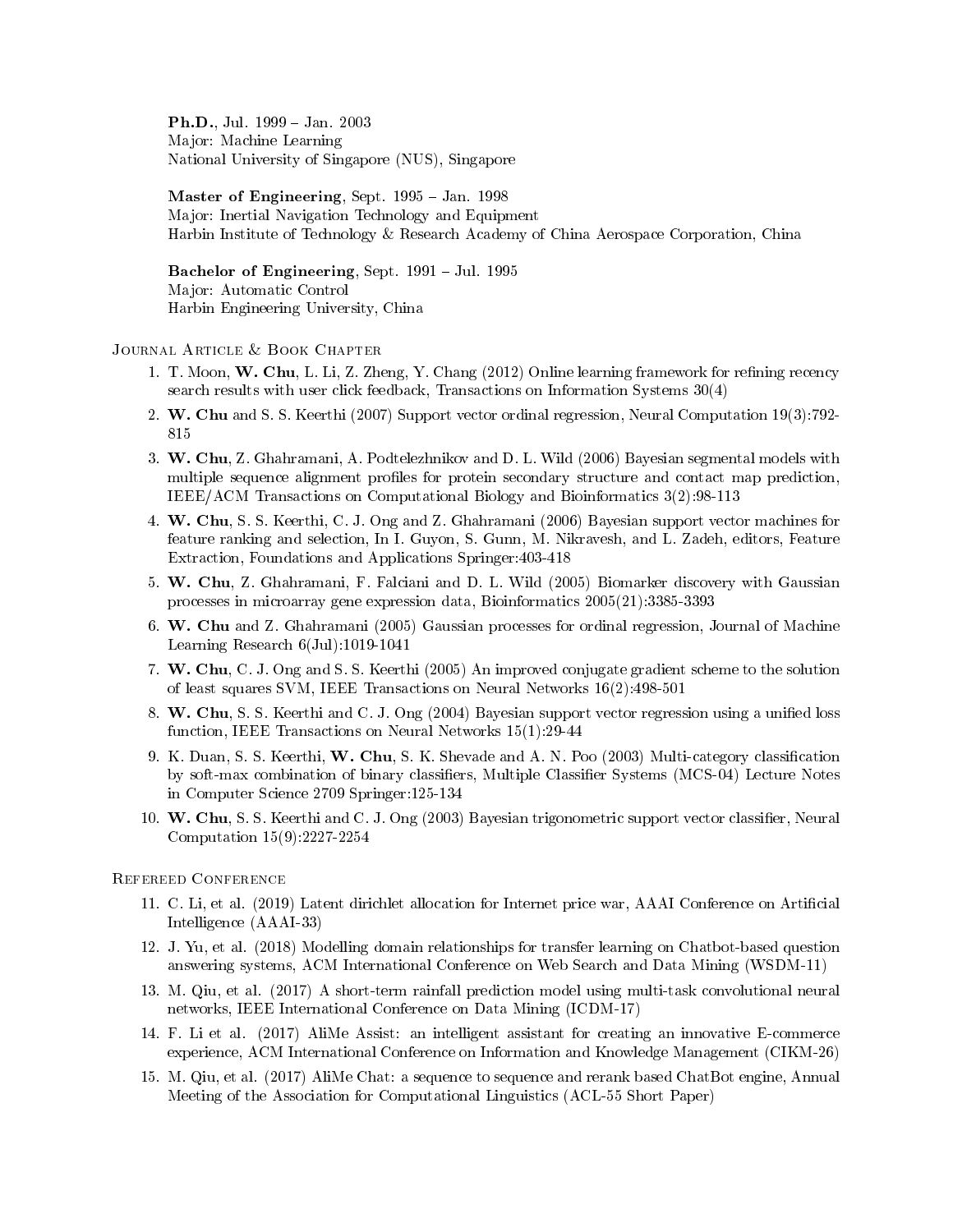**Ph.D.**, Jul. 1999 – Jan. 2003
Major: Machine Learning
National University of Singapore (NUS), Singapore

**Master of Engineering**, Sept. 1995 – Jan. 1998
Major: Inertial Navigation Technology and Equipment
Harbin Institute of Technology & Research Academy of China Aerospace Corporation, China

**Bachelor of Engineering**, Sept. 1991 – Jul. 1995
Major: Automatic Control
Harbin Engineering University, China

## Journal Article & Book Chapter

1. T. Moon, **W. Chu**, L. Li, Z. Zheng, Y. Chang (2012) Online learning framework for refining recency search results with user click feedback, Transactions on Information Systems 30(4)
2. **W. Chu** and S. S. Keerthi (2007) Support vector ordinal regression, Neural Computation 19(3):792-815
3. **W. Chu**, Z. Ghahramani, A. Podtelezhnikov and D. L. Wild (2006) Bayesian segmental models with multiple sequence alignment profiles for protein secondary structure and contact map prediction, IEEE/ACM Transactions on Computational Biology and Bioinformatics 3(2):98-113
4. **W. Chu**, S. S. Keerthi, C. J. Ong and Z. Ghahramani (2006) Bayesian support vector machines for feature ranking and selection, In I. Guyon, S. Gunn, M. Nikravesh, and L. Zadeh, editors, Feature Extraction, Foundations and Applications Springer:403-418
5. **W. Chu**, Z. Ghahramani, F. Falciani and D. L. Wild (2005) Biomarker discovery with Gaussian processes in microarray gene expression data, Bioinformatics 2005(21):3385-3393
6. **W. Chu** and Z. Ghahramani (2005) Gaussian processes for ordinal regression, Journal of Machine Learning Research 6(Jul):1019-1041
7. **W. Chu**, C. J. Ong and S. S. Keerthi (2005) An improved conjugate gradient scheme to the solution of least squares SVM, IEEE Transactions on Neural Networks 16(2):498-501
8. **W. Chu**, S. S. Keerthi and C. J. Ong (2004) Bayesian support vector regression using a unified loss function, IEEE Transactions on Neural Networks 15(1):29-44
9. K. Duan, S. S. Keerthi, **W. Chu**, S. K. Shevade and A. N. Poo (2003) Multi-category classification by soft-max combination of binary classifiers, Multiple Classifier Systems (MCS-04) Lecture Notes in Computer Science 2709 Springer:125-134
10. **W. Chu**, S. S. Keerthi and C. J. Ong (2003) Bayesian trigonometric support vector classifier, Neural Computation 15(9):2227-2254

## Refereed Conference

11. C. Li, et al. (2019) Latent dirichlet allocation for Internet price war, AAAI Conference on Artificial Intelligence (AAAI-33)
12. J. Yu, et al. (2018) Modelling domain relationships for transfer learning on Chatbot-based question answering systems, ACM International Conference on Web Search and Data Mining (WSDM-11)
13. M. Qiu, et al. (2017) A short-term rainfall prediction model using multi-task convolutional neural networks, IEEE International Conference on Data Mining (ICDM-17)
14. F. Li et al. (2017) AliMe Assist: an intelligent assistant for creating an innovative E-commerce experience, ACM International Conference on Information and Knowledge Management (CIKM-26)
15. M. Qiu, et al. (2017) AliMe Chat: a sequence to sequence and rerank based ChatBot engine, Annual Meeting of the Association for Computational Linguistics (ACL-55 Short Paper)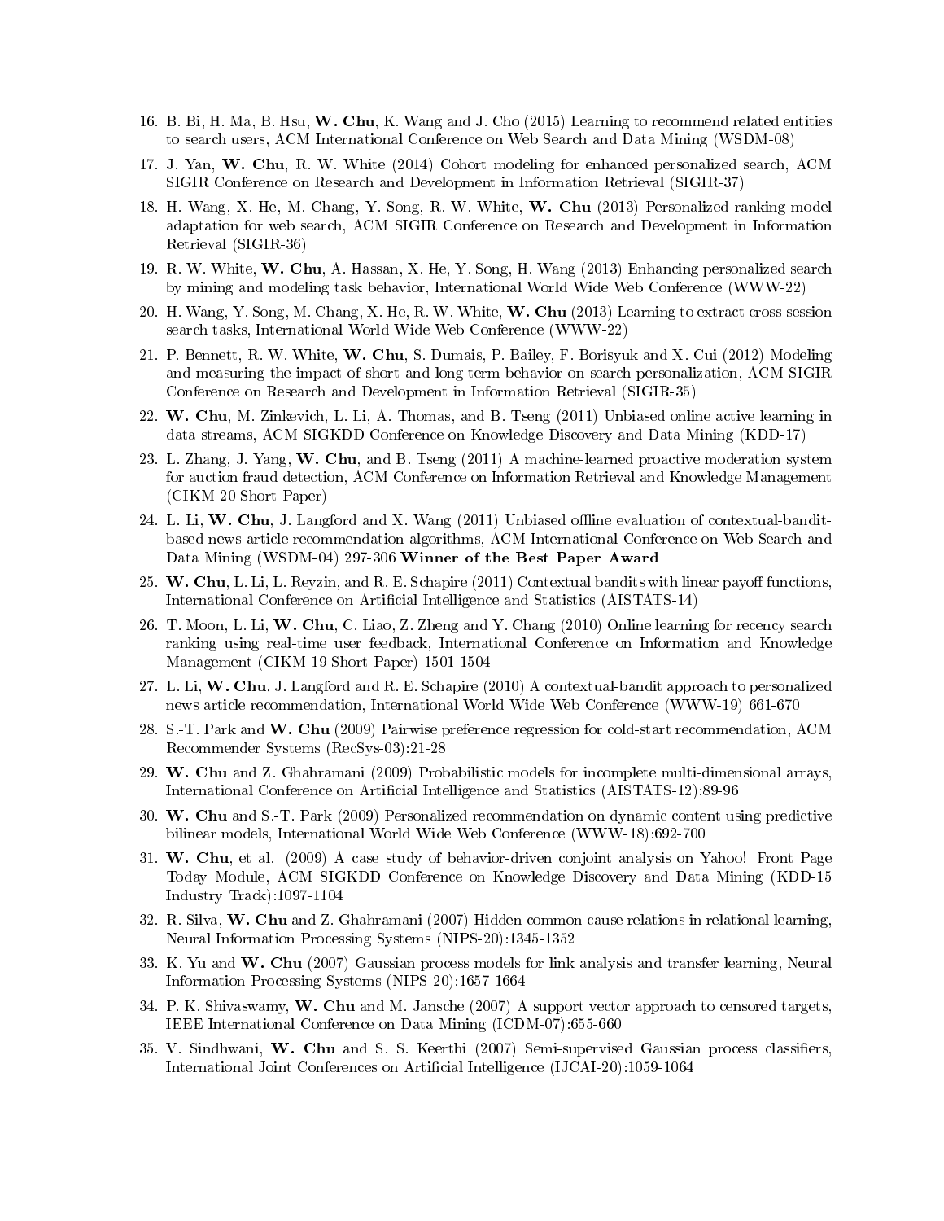16. B. Bi, H. Ma, B. Hsu, **W. Chu**, K. Wang and J. Cho (2015) Learning to recommend related entities to search users, ACM International Conference on Web Search and Data Mining (WSDM-08)
17. J. Yan, **W. Chu**, R. W. White (2014) Cohort modeling for enhanced personalized search, ACM SIGIR Conference on Research and Development in Information Retrieval (SIGIR-37)
18. H. Wang, X. He, M. Chang, Y. Song, R. W. White, **W. Chu** (2013) Personalized ranking model adaptation for web search, ACM SIGIR Conference on Research and Development in Information Retrieval (SIGIR-36)
19. R. W. White, **W. Chu**, A. Hassan, X. He, Y. Song, H. Wang (2013) Enhancing personalized search by mining and modeling task behavior, International World Wide Web Conference (WWW-22)
20. H. Wang, Y. Song, M. Chang, X. He, R. W. White, **W. Chu** (2013) Learning to extract cross-session search tasks, International World Wide Web Conference (WWW-22)
21. P. Bennett, R. W. White, **W. Chu**, S. Dumais, P. Bailey, F. Borisyuk and X. Cui (2012) Modeling and measuring the impact of short and long-term behavior on search personalization, ACM SIGIR Conference on Research and Development in Information Retrieval (SIGIR-35)
22. **W. Chu**, M. Zinkevich, L. Li, A. Thomas, and B. Tseng (2011) Unbiased online active learning in data streams, ACM SIGKDD Conference on Knowledge Discovery and Data Mining (KDD-17)
23. L. Zhang, J. Yang, **W. Chu**, and B. Tseng (2011) A machine-learned proactive moderation system for auction fraud detection, ACM Conference on Information Retrieval and Knowledge Management (CIKM-20 Short Paper)
24. L. Li, **W. Chu**, J. Langford and X. Wang (2011) Unbiased offline evaluation of contextual-bandit-based news article recommendation algorithms, ACM International Conference on Web Search and Data Mining (WSDM-04) 297-306 **Winner of the Best Paper Award**
25. **W. Chu**, L. Li, L. Reyzin, and R. E. Schapire (2011) Contextual bandits with linear payoff functions, International Conference on Artificial Intelligence and Statistics (AISTATS-14)
26. T. Moon, L. Li, **W. Chu**, C. Liao, Z. Zheng and Y. Chang (2010) Online learning for recency search ranking using real-time user feedback, International Conference on Information and Knowledge Management (CIKM-19 Short Paper) 1501-1504
27. L. Li, **W. Chu**, J. Langford and R. E. Schapire (2010) A contextual-bandit approach to personalized news article recommendation, International World Wide Web Conference (WWW-19) 661-670
28. S.-T. Park and **W. Chu** (2009) Pairwise preference regression for cold-start recommendation, ACM Recommender Systems (RecSys-03):21-28
29. **W. Chu** and Z. Ghahramani (2009) Probabilistic models for incomplete multi-dimensional arrays, International Conference on Artificial Intelligence and Statistics (AISTATS-12):89-96
30. **W. Chu** and S.-T. Park (2009) Personalized recommendation on dynamic content using predictive bilinear models, International World Wide Web Conference (WWW-18):692-700
31. **W. Chu**, et al. (2009) A case study of behavior-driven conjoint analysis on Yahoo! Front Page Today Module, ACM SIGKDD Conference on Knowledge Discovery and Data Mining (KDD-15 Industry Track):1097-1104
32. R. Silva, **W. Chu** and Z. Ghahramani (2007) Hidden common cause relations in relational learning, Neural Information Processing Systems (NIPS-20):1345-1352
33. K. Yu and **W. Chu** (2007) Gaussian process models for link analysis and transfer learning, Neural Information Processing Systems (NIPS-20):1657-1664
34. P. K. Shivaswamy, **W. Chu** and M. Jansche (2007) A support vector approach to censored targets, IEEE International Conference on Data Mining (ICDM-07):655-660
35. V. Sindhwani, **W. Chu** and S. S. Keerthi (2007) Semi-supervised Gaussian process classifiers, International Joint Conferences on Artificial Intelligence (IJCAI-20):1059-1064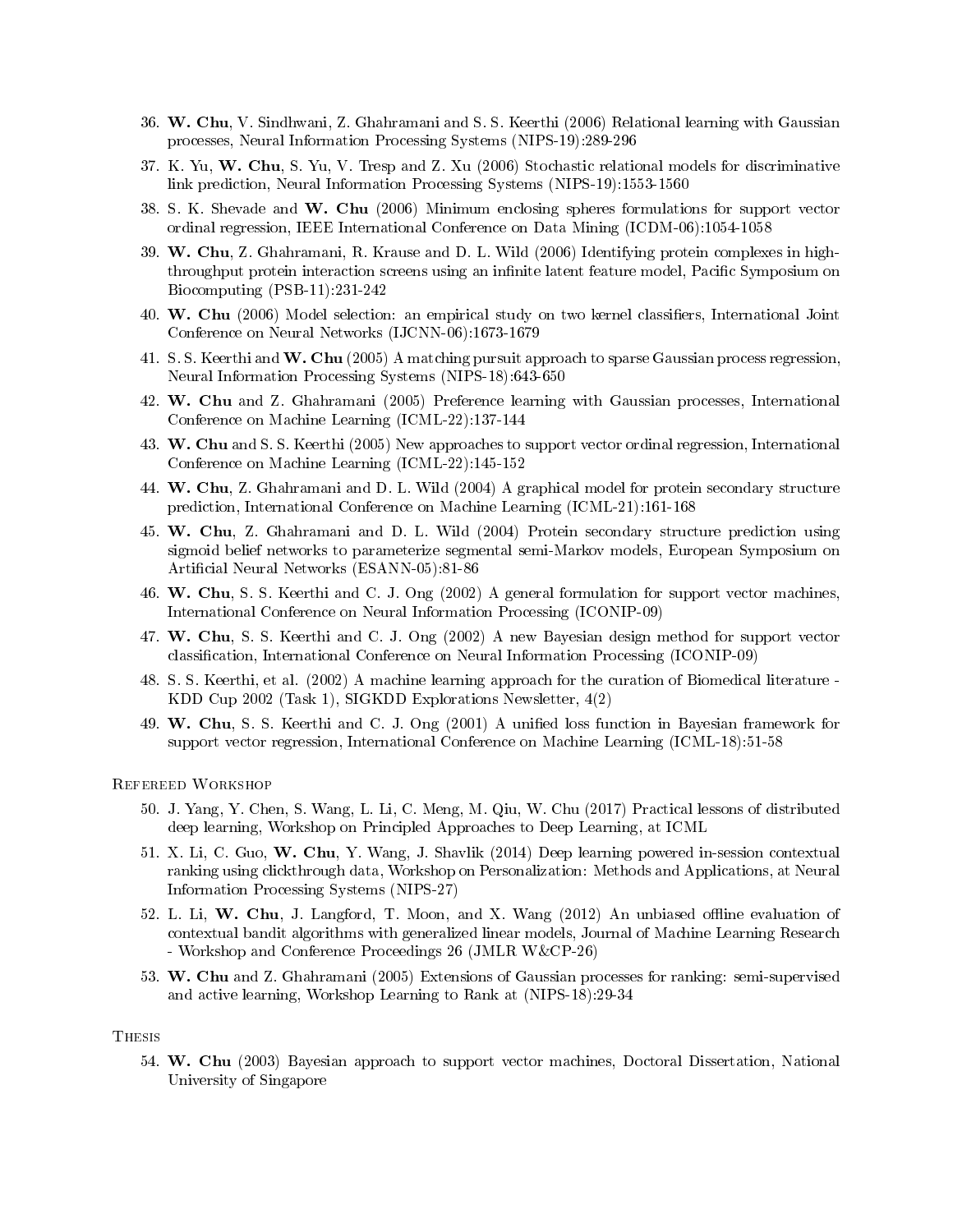36. **W. Chu**, V. Sindhwani, Z. Ghahramani and S. S. Keerthi (2006) Relational learning with Gaussian processes, Neural Information Processing Systems (NIPS-19):289-296
37. K. Yu, **W. Chu**, S. Yu, V. Tresp and Z. Xu (2006) Stochastic relational models for discriminative link prediction, Neural Information Processing Systems (NIPS-19):1553-1560
38. S. K. Shevade and **W. Chu** (2006) Minimum enclosing spheres formulations for support vector ordinal regression, IEEE International Conference on Data Mining (ICDM-06):1054-1058
39. **W. Chu**, Z. Ghahramani, R. Krause and D. L. Wild (2006) Identifying protein complexes in high-throughput protein interaction screens using an infinite latent feature model, Pacific Symposium on Biocomputing (PSB-11):231-242
40. **W. Chu** (2006) Model selection: an empirical study on two kernel classifiers, International Joint Conference on Neural Networks (IJCNN-06):1673-1679
41. S. S. Keerthi and **W. Chu** (2005) A matching pursuit approach to sparse Gaussian process regression, Neural Information Processing Systems (NIPS-18):643-650
42. **W. Chu** and Z. Ghahramani (2005) Preference learning with Gaussian processes, International Conference on Machine Learning (ICML-22):137-144
43. **W. Chu** and S. S. Keerthi (2005) New approaches to support vector ordinal regression, International Conference on Machine Learning (ICML-22):145-152
44. **W. Chu**, Z. Ghahramani and D. L. Wild (2004) A graphical model for protein secondary structure prediction, International Conference on Machine Learning (ICML-21):161-168
45. **W. Chu**, Z. Ghahramani and D. L. Wild (2004) Protein secondary structure prediction using sigmoid belief networks to parameterize segmental semi-Markov models, European Symposium on Artificial Neural Networks (ESANN-05):81-86
46. **W. Chu**, S. S. Keerthi and C. J. Ong (2002) A general formulation for support vector machines, International Conference on Neural Information Processing (ICONIP-09)
47. **W. Chu**, S. S. Keerthi and C. J. Ong (2002) A new Bayesian design method for support vector classification, International Conference on Neural Information Processing (ICONIP-09)
48. S. S. Keerthi, et al. (2002) A machine learning approach for the curation of Biomedical literature - KDD Cup 2002 (Task 1), SIGKDD Explorations Newsletter, 4(2)
49. **W. Chu**, S. S. Keerthi and C. J. Ong (2001) A unified loss function in Bayesian framework for support vector regression, International Conference on Machine Learning (ICML-18):51-58

### Refereed Workshop

50. J. Yang, Y. Chen, S. Wang, L. Li, C. Meng, M. Qiu, W. Chu (2017) Practical lessons of distributed deep learning, Workshop on Principled Approaches to Deep Learning, at ICML
51. X. Li, C. Guo, **W. Chu**, Y. Wang, J. Shavlik (2014) Deep learning powered in-session contextual ranking using clickthrough data, Workshop on Personalization: Methods and Applications, at Neural Information Processing Systems (NIPS-27)
52. L. Li, **W. Chu**, J. Langford, T. Moon, and X. Wang (2012) An unbiased offline evaluation of contextual bandit algorithms with generalized linear models, Journal of Machine Learning Research - Workshop and Conference Proceedings 26 (JMLR W&CP-26)
53. **W. Chu** and Z. Ghahramani (2005) Extensions of Gaussian processes for ranking: semi-supervised and active learning, Workshop Learning to Rank at (NIPS-18):29-34

### Thesis

54. **W. Chu** (2003) Bayesian approach to support vector machines, Doctoral Dissertation, National University of Singapore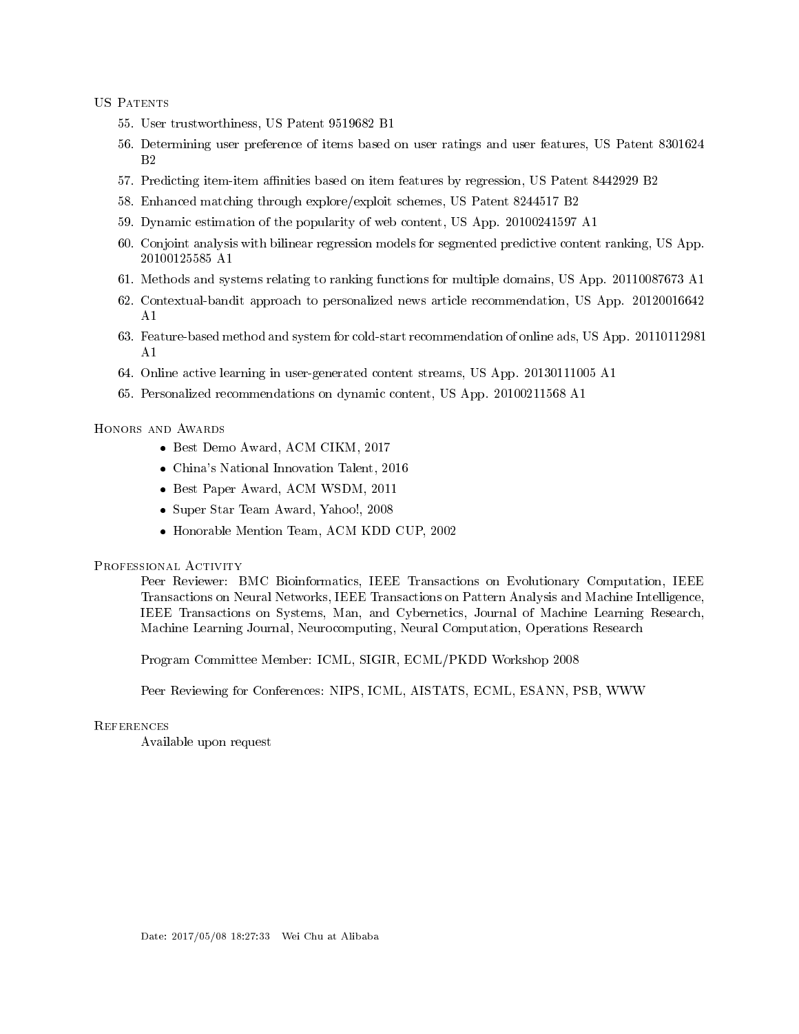## US Patents

55. User trustworthiness, US Patent 9519682 B1
56. Determining user preference of items based on user ratings and user features, US Patent 8301624 B2
57. Predicting item-item affinities based on item features by regression, US Patent 8442929 B2
58. Enhanced matching through explore/exploit schemes, US Patent 8244517 B2
59. Dynamic estimation of the popularity of web content, US App. 20100241597 A1
60. Conjoint analysis with bilinear regression models for segmented predictive content ranking, US App. 20100125585 A1
61. Methods and systems relating to ranking functions for multiple domains, US App. 20110087673 A1
62. Contextual-bandit approach to personalized news article recommendation, US App. 20120016642 A1
63. Feature-based method and system for cold-start recommendation of online ads, US App. 20110112981 A1
64. Online active learning in user-generated content streams, US App. 20130111005 A1
65. Personalized recommendations on dynamic content, US App. 20100211568 A1

## Honors and Awards

- Best Demo Award, ACM CIKM, 2017
- China's National Innovation Talent, 2016
- Best Paper Award, ACM WSDM, 2011
- Super Star Team Award, Yahoo!, 2008
- Honorable Mention Team, ACM KDD CUP, 2002

## Professional Activity

Peer Reviewer: BMC Bioinformatics, IEEE Transactions on Evolutionary Computation, IEEE Transactions on Neural Networks, IEEE Transactions on Pattern Analysis and Machine Intelligence, IEEE Transactions on Systems, Man, and Cybernetics, Journal of Machine Learning Research, Machine Learning Journal, Neurocomputing, Neural Computation, Operations Research

Program Committee Member: ICML, SIGIR, ECML/PKDD Workshop 2008

Peer Reviewing for Conferences: NIPS, ICML, AISTATS, ECML, ESANN, PSB, WWW

## References

Available upon request

Date: 2017/05/08 18:27:33 Wei Chu at Alibaba